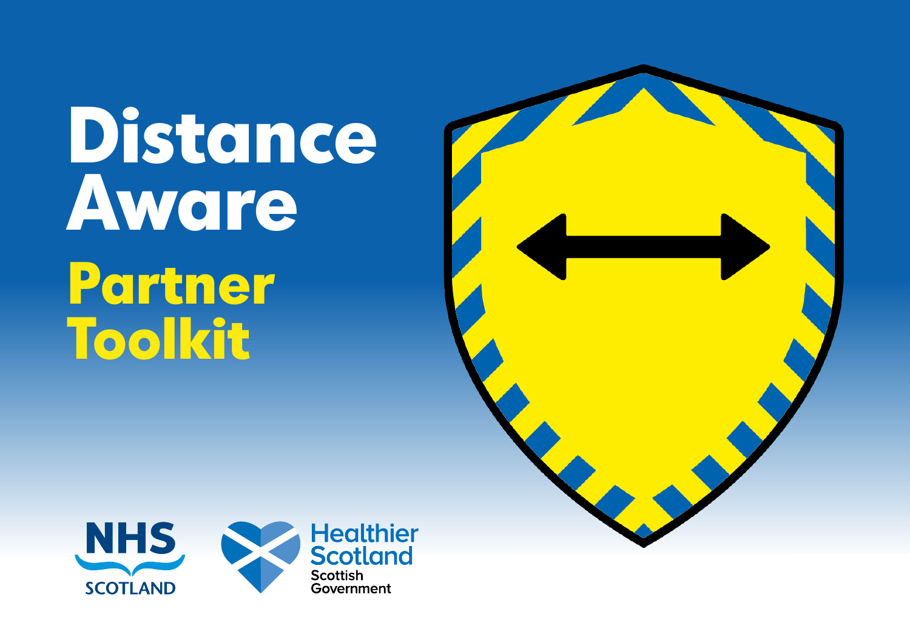# Distance Aware

## Partner Toolkit

NHS SCOTLAND

Healthier Scotland
Scottish Government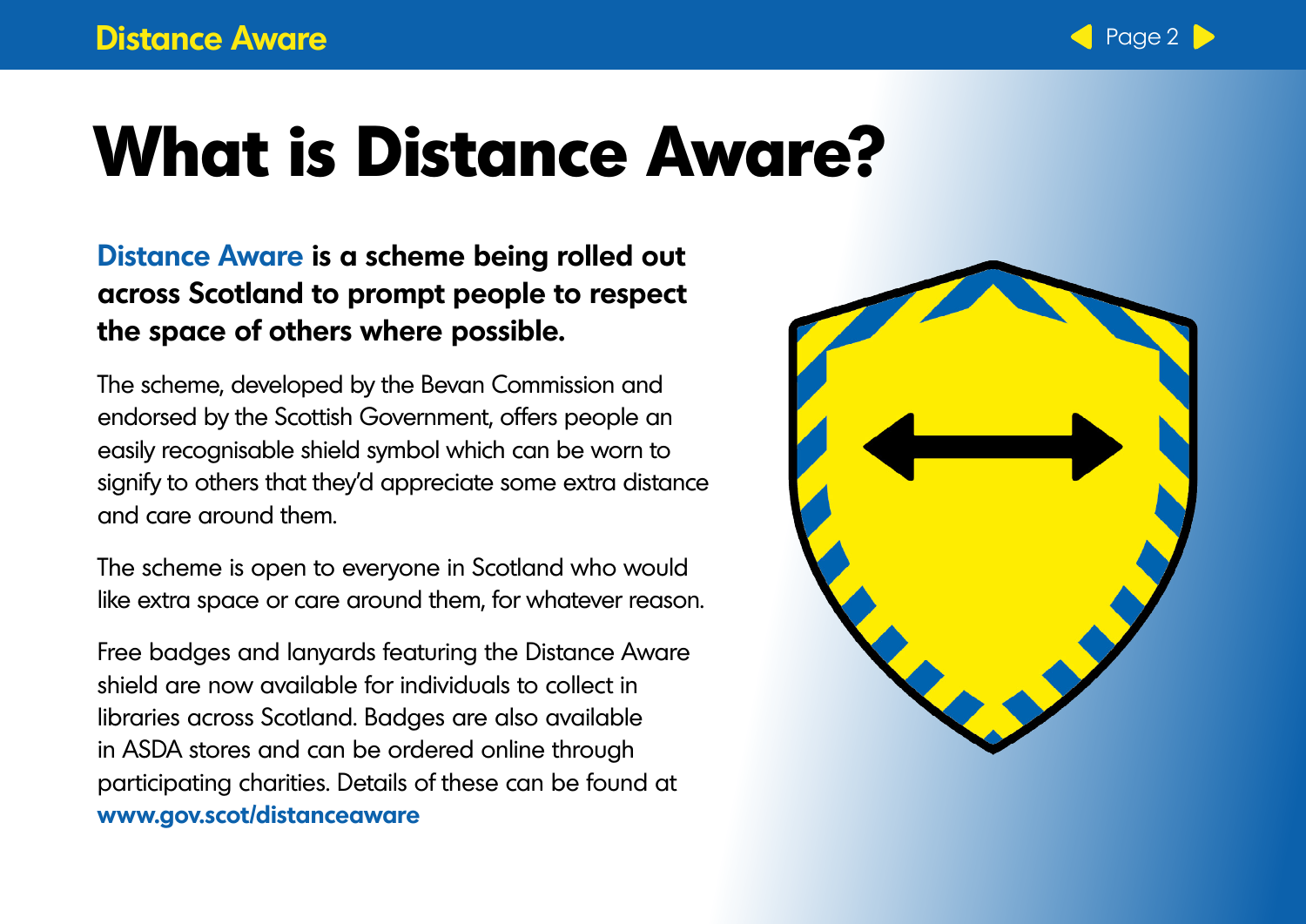# What is Distance Aware?

**Distance Aware is a scheme being rolled out across Scotland to prompt people to respect the space of others where possible.**

The scheme, developed by the Bevan Commission and endorsed by the Scottish Government, offers people an easily recognisable shield symbol which can be worn to signify to others that they'd appreciate some extra distance and care around them.

The scheme is open to everyone in Scotland who would like extra space or care around them, for whatever reason.

Free badges and lanyards featuring the Distance Aware shield are now available for individuals to collect in libraries across Scotland. Badges are also available in ASDA stores and can be ordered online through participating charities. Details of these can be found at **www.gov.scot/distanceaware**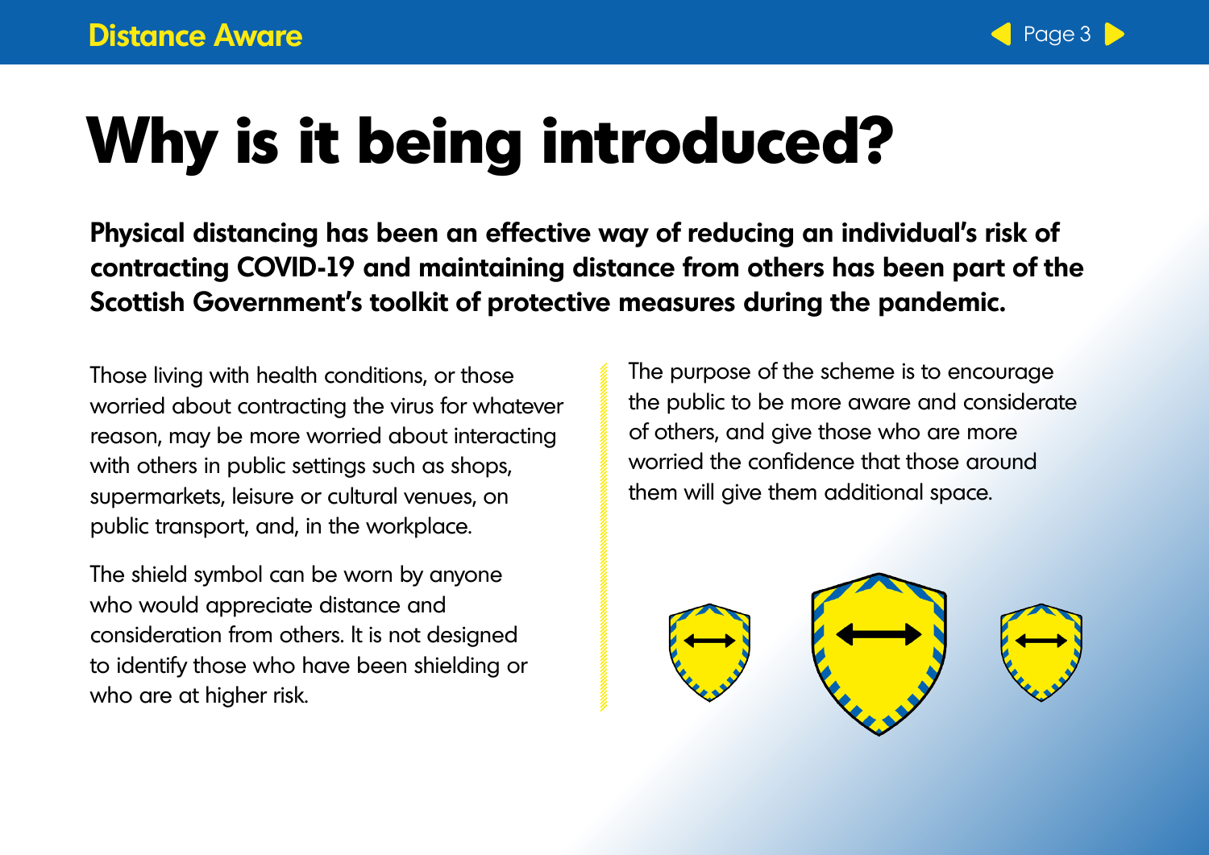# Why is it being introduced?

**Physical distancing has been an effective way of reducing an individual's risk of contracting COVID-19 and maintaining distance from others has been part of the Scottish Government's toolkit of protective measures during the pandemic.**

Those living with health conditions, or those worried about contracting the virus for whatever reason, may be more worried about interacting with others in public settings such as shops, supermarkets, leisure or cultural venues, on public transport, and, in the workplace.

The shield symbol can be worn by anyone who would appreciate distance and consideration from others. It is not designed to identify those who have been shielding or who are at higher risk.

The purpose of the scheme is to encourage the public to be more aware and considerate of others, and give those who are more worried the confidence that those around them will give them additional space.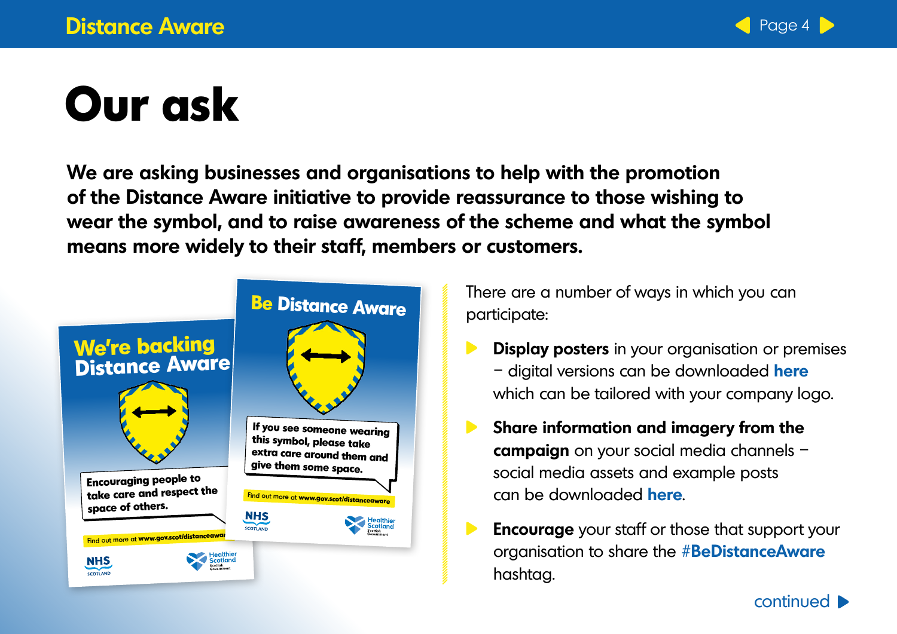# Our ask

**We are asking businesses and organisations to help with the promotion of the Distance Aware initiative to provide reassurance to those wishing to wear the symbol, and to raise awareness of the scheme and what the symbol means more widely to their staff, members or customers.**

There are a number of ways in which you can participate:

- **Display posters** in your organisation or premises – digital versions can be downloaded **here** which can be tailored with your company logo.
- **Share information and imagery from the campaign** on your social media channels – social media assets and example posts can be downloaded **here**.
- **Encourage** your staff or those that support your organisation to share the **#BeDistanceAware** hashtag.

continued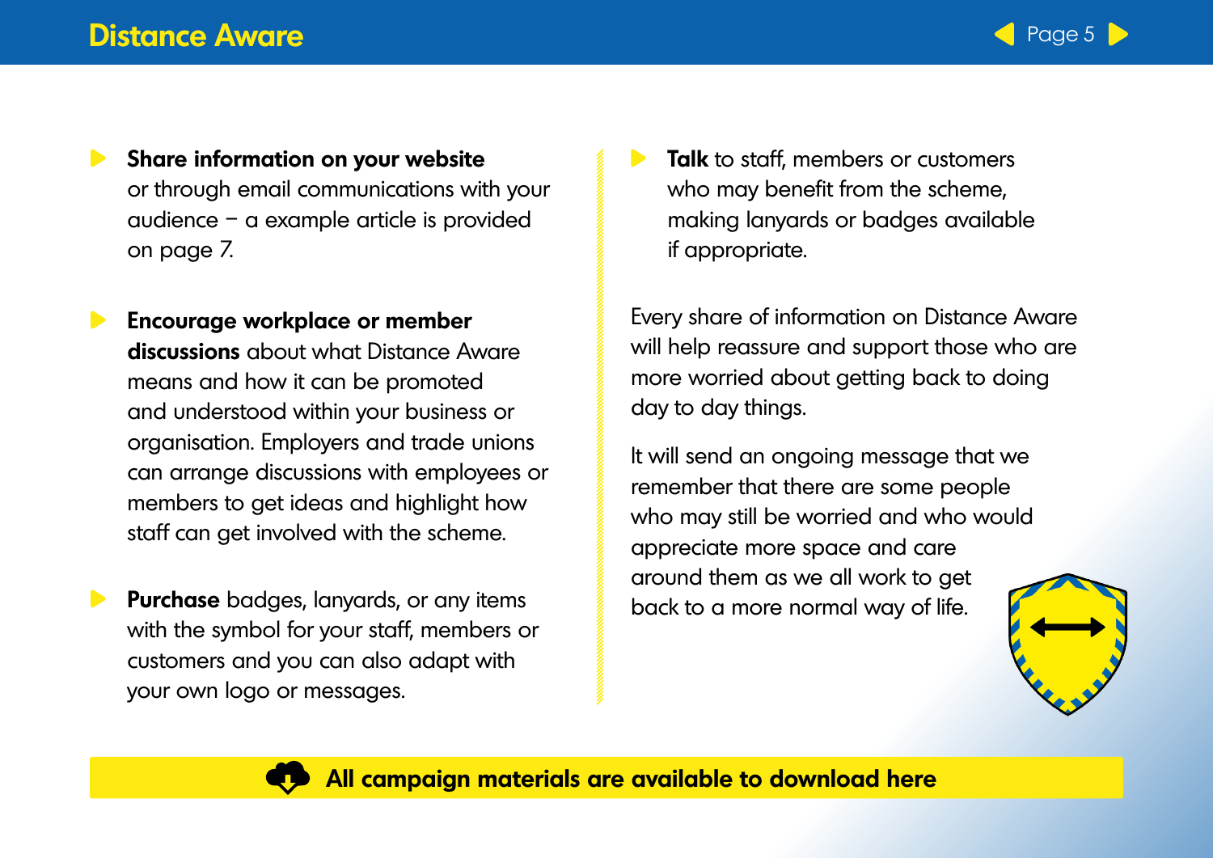- **Share information on your website** or through email communications with your audience – a example article is provided on page 7.

- **Encourage workplace or member discussions** about what Distance Aware means and how it can be promoted and understood within your business or organisation. Employers and trade unions can arrange discussions with employees or members to get ideas and highlight how staff can get involved with the scheme.

- **Purchase** badges, lanyards, or any items with the symbol for your staff, members or customers and you can also adapt with your own logo or messages.

- **Talk** to staff, members or customers who may benefit from the scheme, making lanyards or badges available if appropriate.

Every share of information on Distance Aware will help reassure and support those who are more worried about getting back to doing day to day things.

It will send an ongoing message that we remember that there are some people who may still be worried and who would appreciate more space and care around them as we all work to get back to a more normal way of life.

**All campaign materials are available to download here**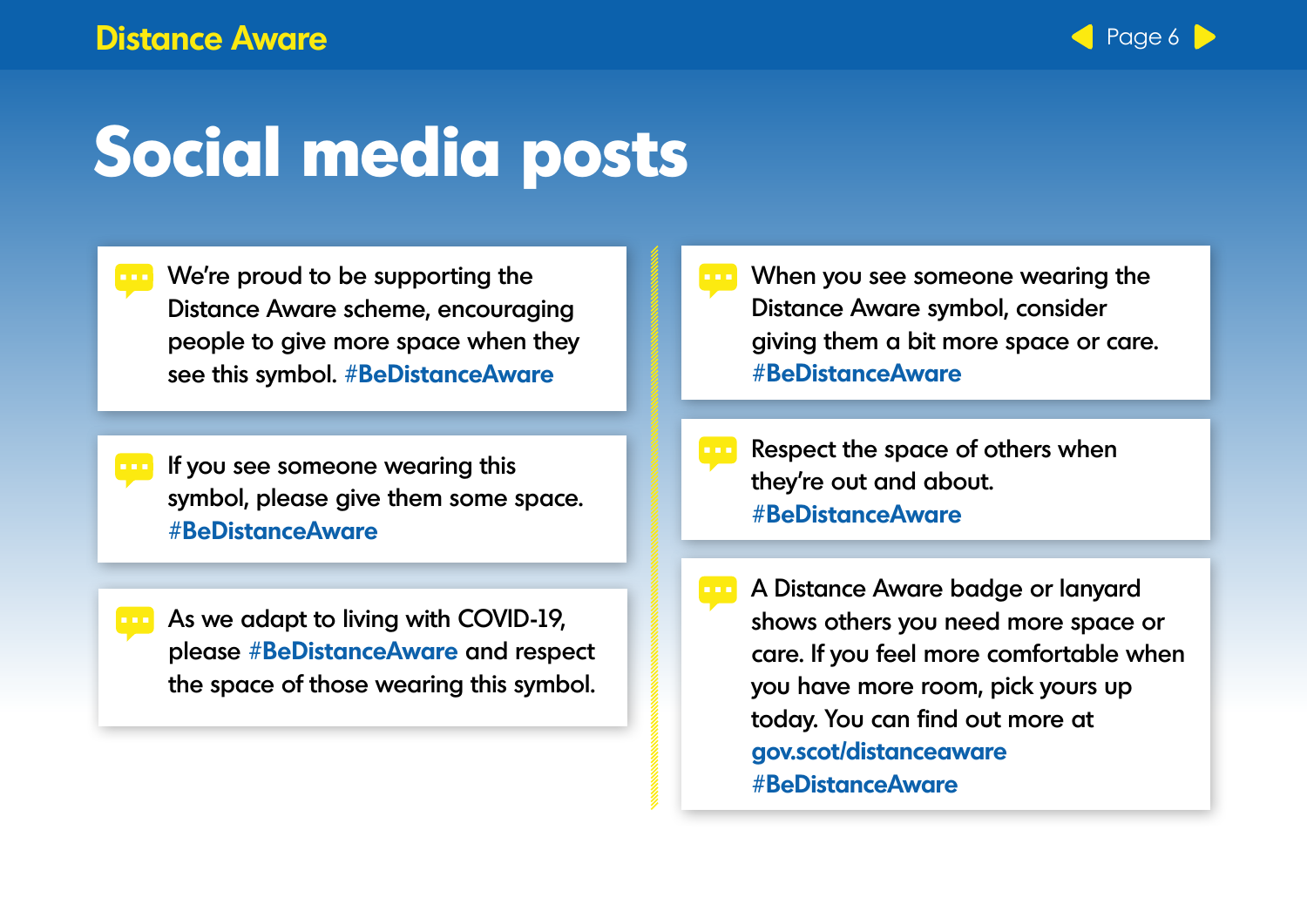# Social media posts

We're proud to be supporting the Distance Aware scheme, encouraging people to give more space when they see this symbol. **#BeDistanceAware**

If you see someone wearing this symbol, please give them some space. **#BeDistanceAware**

As we adapt to living with COVID-19, please **#BeDistanceAware** and respect the space of those wearing this symbol.

When you see someone wearing the Distance Aware symbol, consider giving them a bit more space or care. **#BeDistanceAware**

Respect the space of others when they're out and about. **#BeDistanceAware**

A Distance Aware badge or lanyard shows others you need more space or care. If you feel more comfortable when you have more room, pick yours up today. You can find out more at **gov.scot/distanceaware** **#BeDistanceAware**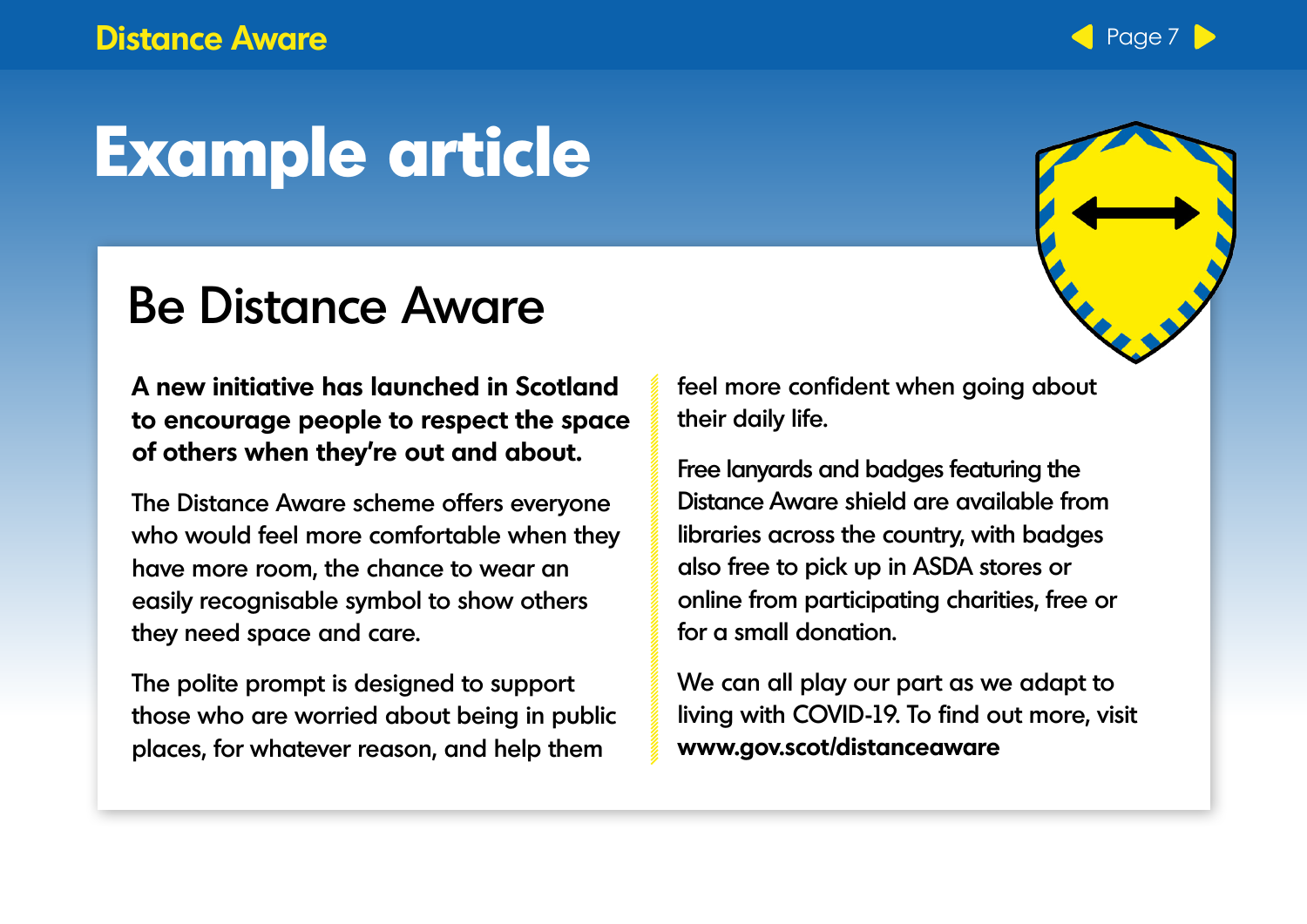# Example article

## Be Distance Aware

**A new initiative has launched in Scotland to encourage people to respect the space of others when they're out and about.**

The Distance Aware scheme offers everyone who would feel more comfortable when they have more room, the chance to wear an easily recognisable symbol to show others they need space and care.

The polite prompt is designed to support those who are worried about being in public places, for whatever reason, and help them feel more confident when going about their daily life.

Free lanyards and badges featuring the Distance Aware shield are available from libraries across the country, with badges also free to pick up in ASDA stores or online from participating charities, free or for a small donation.

We can all play our part as we adapt to living with COVID-19. To find out more, visit **www.gov.scot/distanceaware**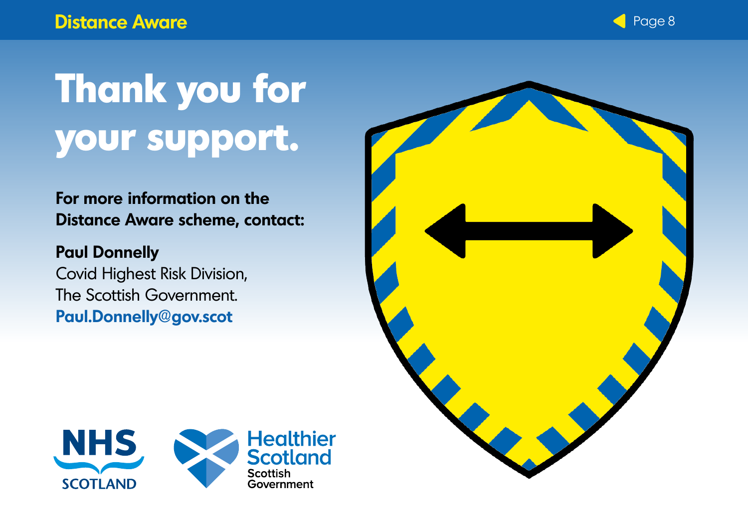# Thank you for your support.

**For more information on the Distance Aware scheme, contact:**

**Paul Donnelly**
Covid Highest Risk Division,
The Scottish Government.
**Paul.Donnelly@gov.scot**

NHS SCOTLAND

Healthier Scotland
Scottish Government